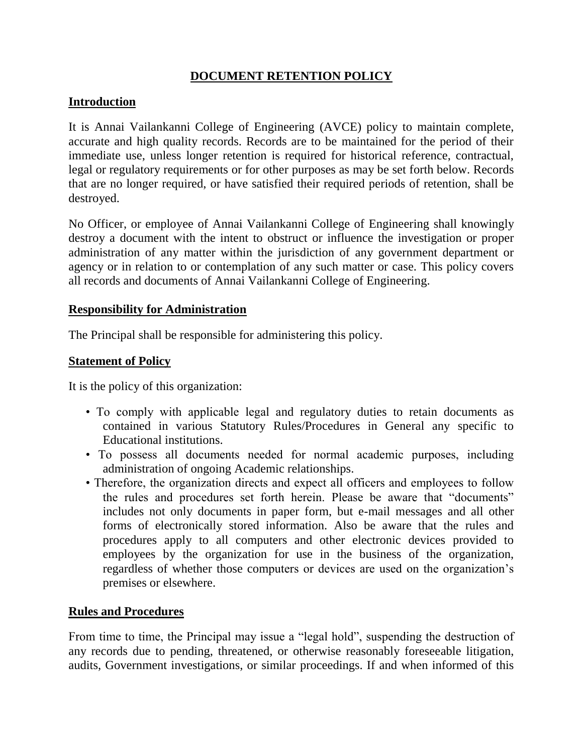# DOCUMENT RETENTION POLICY

## Introduction

It is Annai Vailankanni College of Engineering (AVCE) policy to maintain complete, accurate and high quality records. Records are to be maintained for the period of their immediate use, unless longer retention is required for historical reference, contractual, legal or regulatory requirements or for other purposes as may be set forth below. Records that are no longer required, or have satisfied their required periods of retention, shall be destroyed.

No Officer, or employee of Annai Vailankanni College of Engineering shall knowingly destroy a document with the intent to obstruct or influence the investigation or proper administration of any matter within the jurisdiction of any government department or agency or in relation to or contemplation of any such matter or case. This policy covers all records and documents of Annai Vailankanni College of Engineering.

## Responsibility for Administration

The Principal shall be responsible for administering this policy.

## Statement of Policy

It is the policy of this organization:

- To comply with applicable legal and regulatory duties to retain documents as contained in various Statutory Rules/Procedures in General any specific to Educational institutions.
- To possess all documents needed for normal academic purposes, including administration of ongoing Academic relationships.
- Therefore, the organization directs and expect all officers and employees to follow the rules and procedures set forth herein. Please be aware that "documents" includes not only documents in paper form, but e-mail messages and all other forms of electronically stored information. Also be aware that the rules and procedures apply to all computers and other electronic devices provided to employees by the organization for use in the business of the organization, regardless of whether those computers or devices are used on the organization's premises or elsewhere.

## Rules and Procedures

From time to time, the Principal may issue a "legal hold", suspending the destruction of any records due to pending, threatened, or otherwise reasonably foreseeable litigation, audits, Government investigations, or similar proceedings. If and when informed of this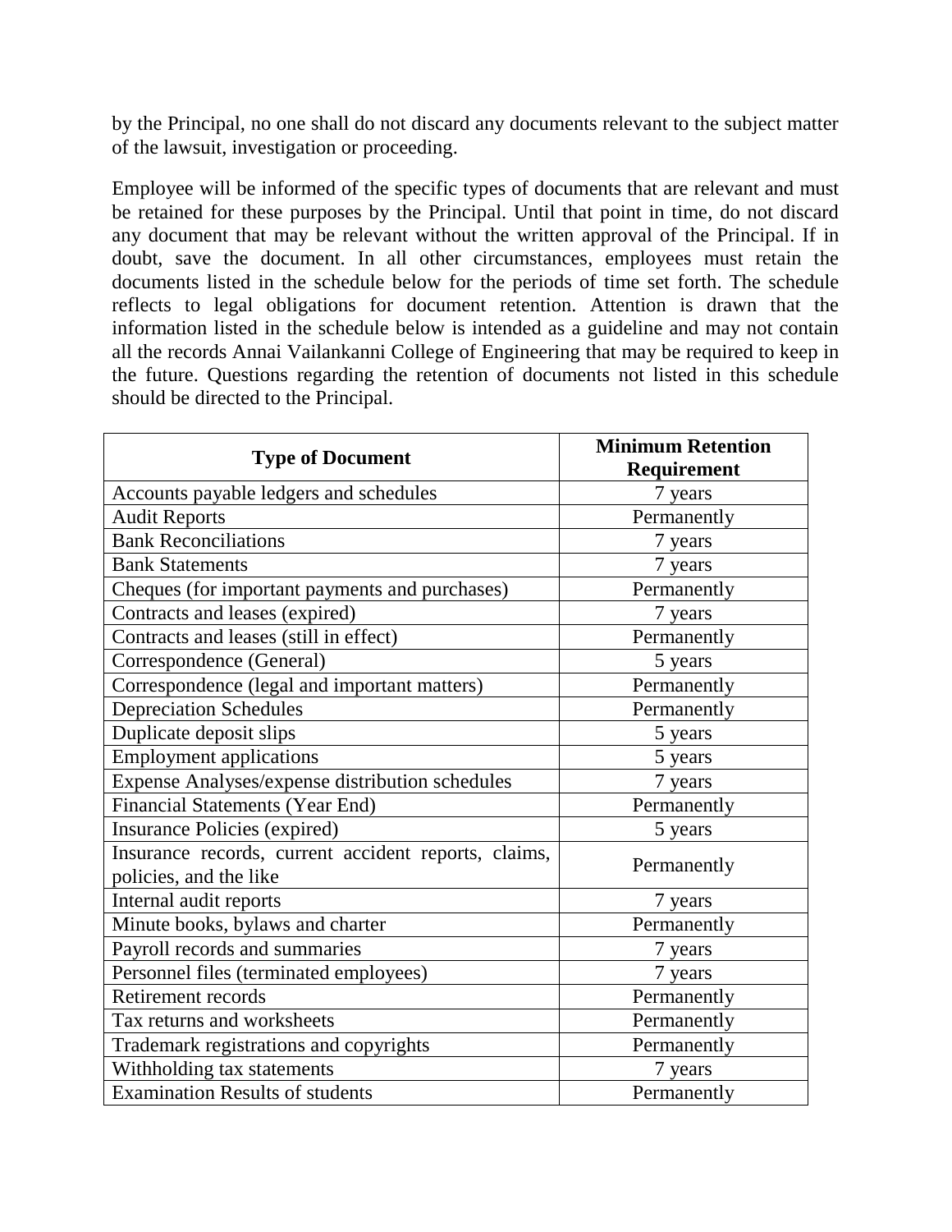by the Principal, no one shall do not discard any documents relevant to the subject matter of the lawsuit, investigation or proceeding.

Employee will be informed of the specific types of documents that are relevant and must be retained for these purposes by the Principal. Until that point in time, do not discard any document that may be relevant without the written approval of the Principal. If in doubt, save the document. In all other circumstances, employees must retain the documents listed in the schedule below for the periods of time set forth. The schedule reflects to legal obligations for document retention. Attention is drawn that the information listed in the schedule below is intended as a guideline and may not contain all the records Annai Vailankanni College of Engineering that may be required to keep in the future. Questions regarding the retention of documents not listed in this schedule should be directed to the Principal.

| **Type of Document** | **Minimum Retention Requirement** |
|---|---|
| Accounts payable ledgers and schedules | 7 years |
| Audit Reports | Permanently |
| Bank Reconciliations | 7 years |
| Bank Statements | 7 years |
| Cheques (for important payments and purchases) | Permanently |
| Contracts and leases (expired) | 7 years |
| Contracts and leases (still in effect) | Permanently |
| Correspondence (General) | 5 years |
| Correspondence (legal and important matters) | Permanently |
| Depreciation Schedules | Permanently |
| Duplicate deposit slips | 5 years |
| Employment applications | 5 years |
| Expense Analyses/expense distribution schedules | 7 years |
| Financial Statements (Year End) | Permanently |
| Insurance Policies (expired) | 5 years |
| Insurance records, current accident reports, claims, policies, and the like | Permanently |
| Internal audit reports | 7 years |
| Minute books, bylaws and charter | Permanently |
| Payroll records and summaries | 7 years |
| Personnel files (terminated employees) | 7 years |
| Retirement records | Permanently |
| Tax returns and worksheets | Permanently |
| Trademark registrations and copyrights | Permanently |
| Withholding tax statements | 7 years |
| Examination Results of students | Permanently |